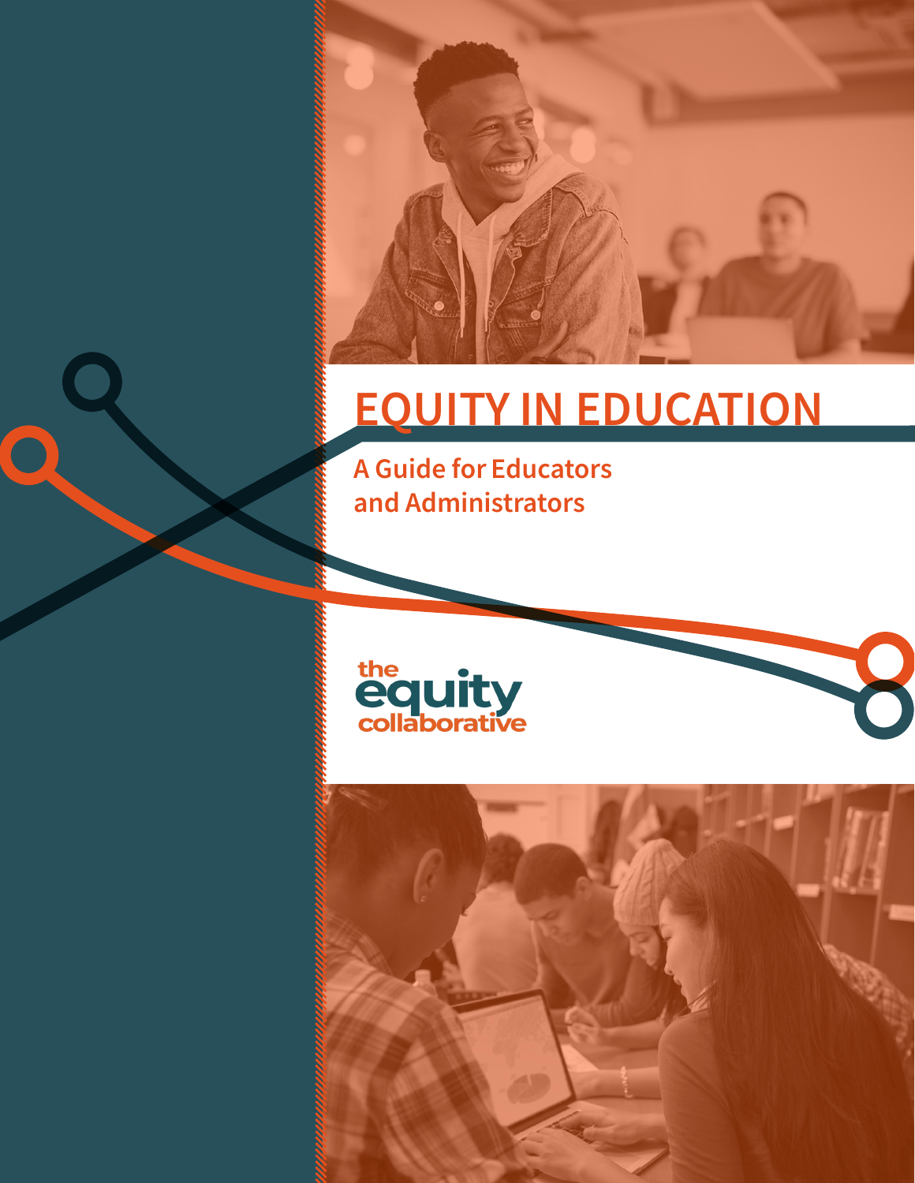# EQUITY IN EDUCATION

## A Guide for Educators and Administrators

the equity collaborative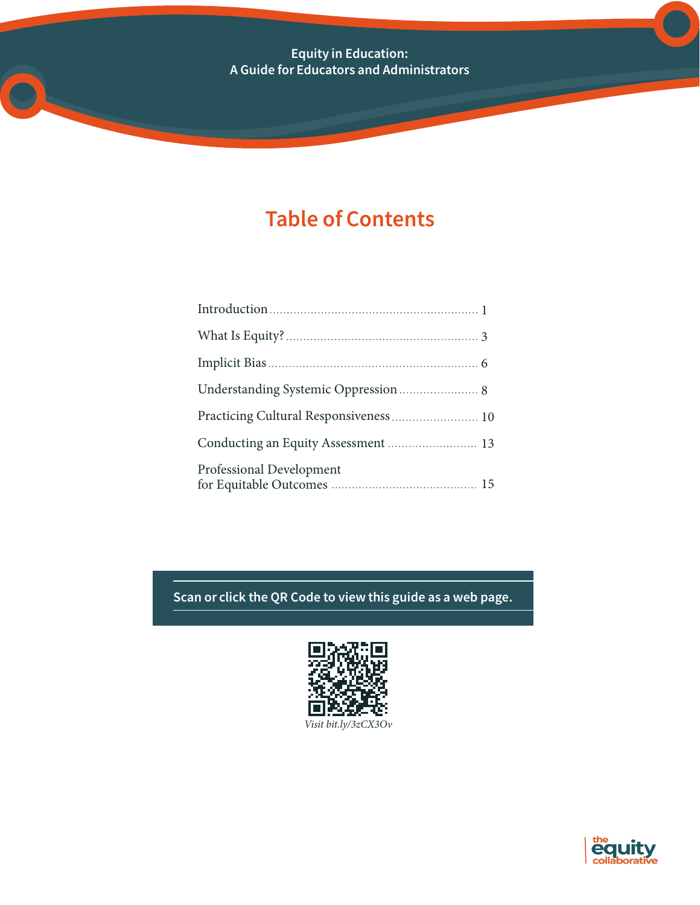# Table of Contents

| Section | Page |
| --- | --- |
| Introduction | 1 |
| What Is Equity? | 3 |
| Implicit Bias | 6 |
| Understanding Systemic Oppression | 8 |
| Practicing Cultural Responsiveness | 10 |
| Conducting an Equity Assessment | 13 |
| Professional Development for Equitable Outcomes | 15 |

**Scan or click the QR Code to view this guide as a web page.**

*Visit bit.ly/3zCX3Ov*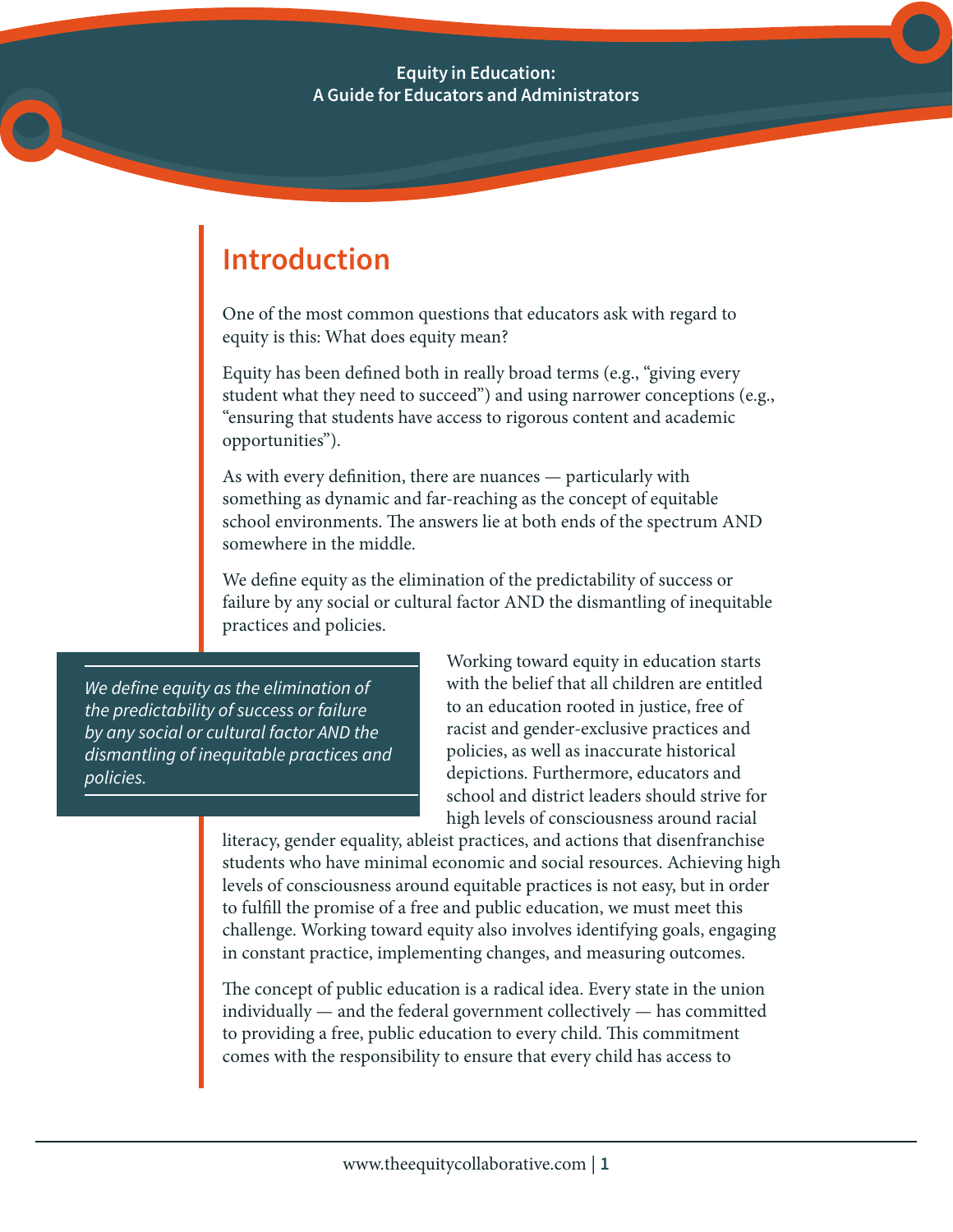## Introduction

One of the most common questions that educators ask with regard to equity is this: What does equity mean?

Equity has been defined both in really broad terms (e.g., "giving every student what they need to succeed") and using narrower conceptions (e.g., "ensuring that students have access to rigorous content and academic opportunities").

As with every definition, there are nuances — particularly with something as dynamic and far-reaching as the concept of equitable school environments. The answers lie at both ends of the spectrum AND somewhere in the middle.

We define equity as the elimination of the predictability of success or failure by any social or cultural factor AND the dismantling of inequitable practices and policies.

> *We define equity as the elimination of the predictability of success or failure by any social or cultural factor AND the dismantling of inequitable practices and policies.*

Working toward equity in education starts with the belief that all children are entitled to an education rooted in justice, free of racist and gender-exclusive practices and policies, as well as inaccurate historical depictions. Furthermore, educators and school and district leaders should strive for high levels of consciousness around racial literacy, gender equality, ableist practices, and actions that disenfranchise students who have minimal economic and social resources. Achieving high levels of consciousness around equitable practices is not easy, but in order to fulfill the promise of a free and public education, we must meet this challenge. Working toward equity also involves identifying goals, engaging in constant practice, implementing changes, and measuring outcomes.

The concept of public education is a radical idea. Every state in the union individually — and the federal government collectively — has committed to providing a free, public education to every child. This commitment comes with the responsibility to ensure that every child has access to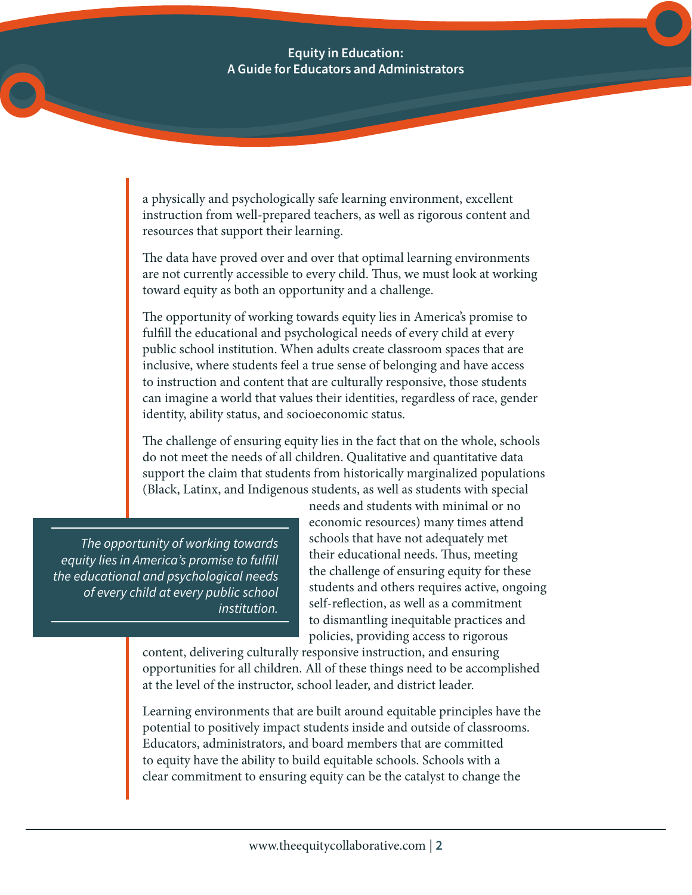a physically and psychologically safe learning environment, excellent instruction from well-prepared teachers, as well as rigorous content and resources that support their learning.

The data have proved over and over that optimal learning environments are not currently accessible to every child. Thus, we must look at working toward equity as both an opportunity and a challenge.

The opportunity of working towards equity lies in America's promise to fulfill the educational and psychological needs of every child at every public school institution. When adults create classroom spaces that are inclusive, where students feel a true sense of belonging and have access to instruction and content that are culturally responsive, those students can imagine a world that values their identities, regardless of race, gender identity, ability status, and socioeconomic status.

The challenge of ensuring equity lies in the fact that on the whole, schools do not meet the needs of all children. Qualitative and quantitative data support the claim that students from historically marginalized populations (Black, Latinx, and Indigenous students, as well as students with special needs and students with minimal or no economic resources) many times attend schools that have not adequately met their educational needs. Thus, meeting the challenge of ensuring equity for these students and others requires active, ongoing self-reflection, as well as a commitment to dismantling inequitable practices and policies, providing access to rigorous content, delivering culturally responsive instruction, and ensuring opportunities for all children. All of these things need to be accomplished at the level of the instructor, school leader, and district leader.

> *The opportunity of working towards equity lies in America's promise to fulfill the educational and psychological needs of every child at every public school institution.*

Learning environments that are built around equitable principles have the potential to positively impact students inside and outside of classrooms. Educators, administrators, and board members that are committed to equity have the ability to build equitable schools. Schools with a clear commitment to ensuring equity can be the catalyst to change the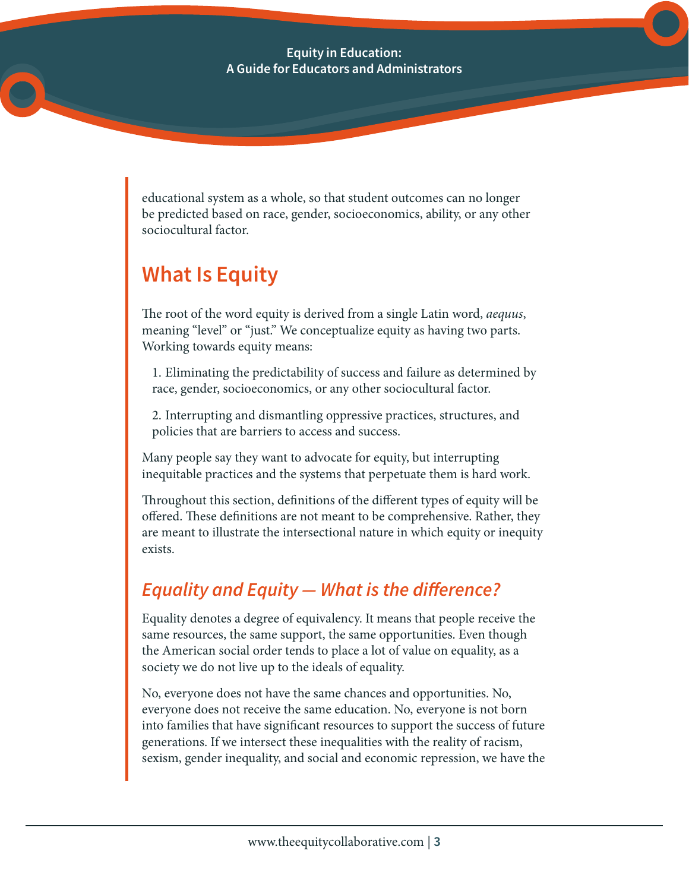educational system as a whole, so that student outcomes can no longer be predicted based on race, gender, socioeconomics, ability, or any other sociocultural factor.

## What Is Equity

The root of the word equity is derived from a single Latin word, *aequus*, meaning "level" or "just." We conceptualize equity as having two parts. Working towards equity means:

1. Eliminating the predictability of success and failure as determined by race, gender, socioeconomics, or any other sociocultural factor.

2. Interrupting and dismantling oppressive practices, structures, and policies that are barriers to access and success.

Many people say they want to advocate for equity, but interrupting inequitable practices and the systems that perpetuate them is hard work.

Throughout this section, definitions of the different types of equity will be offered. These definitions are not meant to be comprehensive. Rather, they are meant to illustrate the intersectional nature in which equity or inequity exists.

### *Equality and Equity — What is the difference?*

Equality denotes a degree of equivalency. It means that people receive the same resources, the same support, the same opportunities. Even though the American social order tends to place a lot of value on equality, as a society we do not live up to the ideals of equality.

No, everyone does not have the same chances and opportunities. No, everyone does not receive the same education. No, everyone is not born into families that have significant resources to support the success of future generations. If we intersect these inequalities with the reality of racism, sexism, gender inequality, and social and economic repression, we have the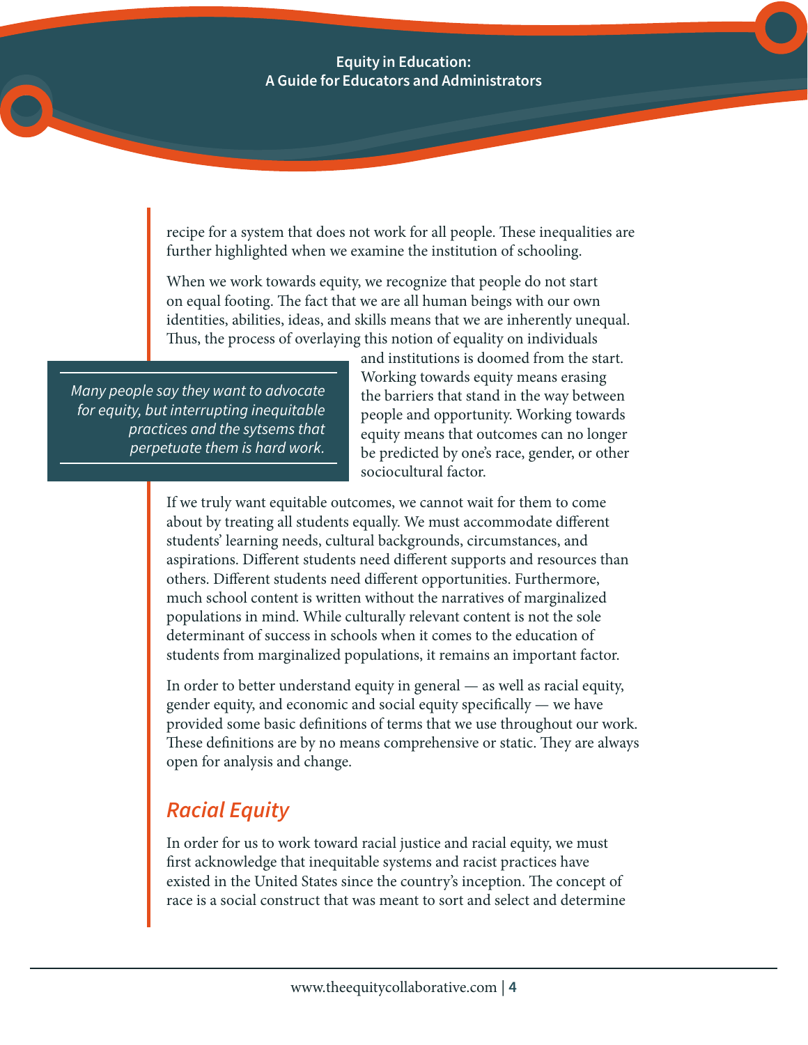recipe for a system that does not work for all people. These inequalities are further highlighted when we examine the institution of schooling.

When we work towards equity, we recognize that people do not start on equal footing. The fact that we are all human beings with our own identities, abilities, ideas, and skills means that we are inherently unequal. Thus, the process of overlaying this notion of equality on individuals and institutions is doomed from the start. Working towards equity means erasing the barriers that stand in the way between people and opportunity. Working towards equity means that outcomes can no longer be predicted by one's race, gender, or other sociocultural factor.

> *Many people say they want to advocate for equity, but interrupting inequitable practices and the sytsems that perpetuate them is hard work.*

If we truly want equitable outcomes, we cannot wait for them to come about by treating all students equally. We must accommodate different students' learning needs, cultural backgrounds, circumstances, and aspirations. Different students need different supports and resources than others. Different students need different opportunities. Furthermore, much school content is written without the narratives of marginalized populations in mind. While culturally relevant content is not the sole determinant of success in schools when it comes to the education of students from marginalized populations, it remains an important factor.

In order to better understand equity in general — as well as racial equity, gender equity, and economic and social equity specifically — we have provided some basic definitions of terms that we use throughout our work. These definitions are by no means comprehensive or static. They are always open for analysis and change.

## *Racial Equity*

In order for us to work toward racial justice and racial equity, we must first acknowledge that inequitable systems and racist practices have existed in the United States since the country's inception. The concept of race is a social construct that was meant to sort and select and determine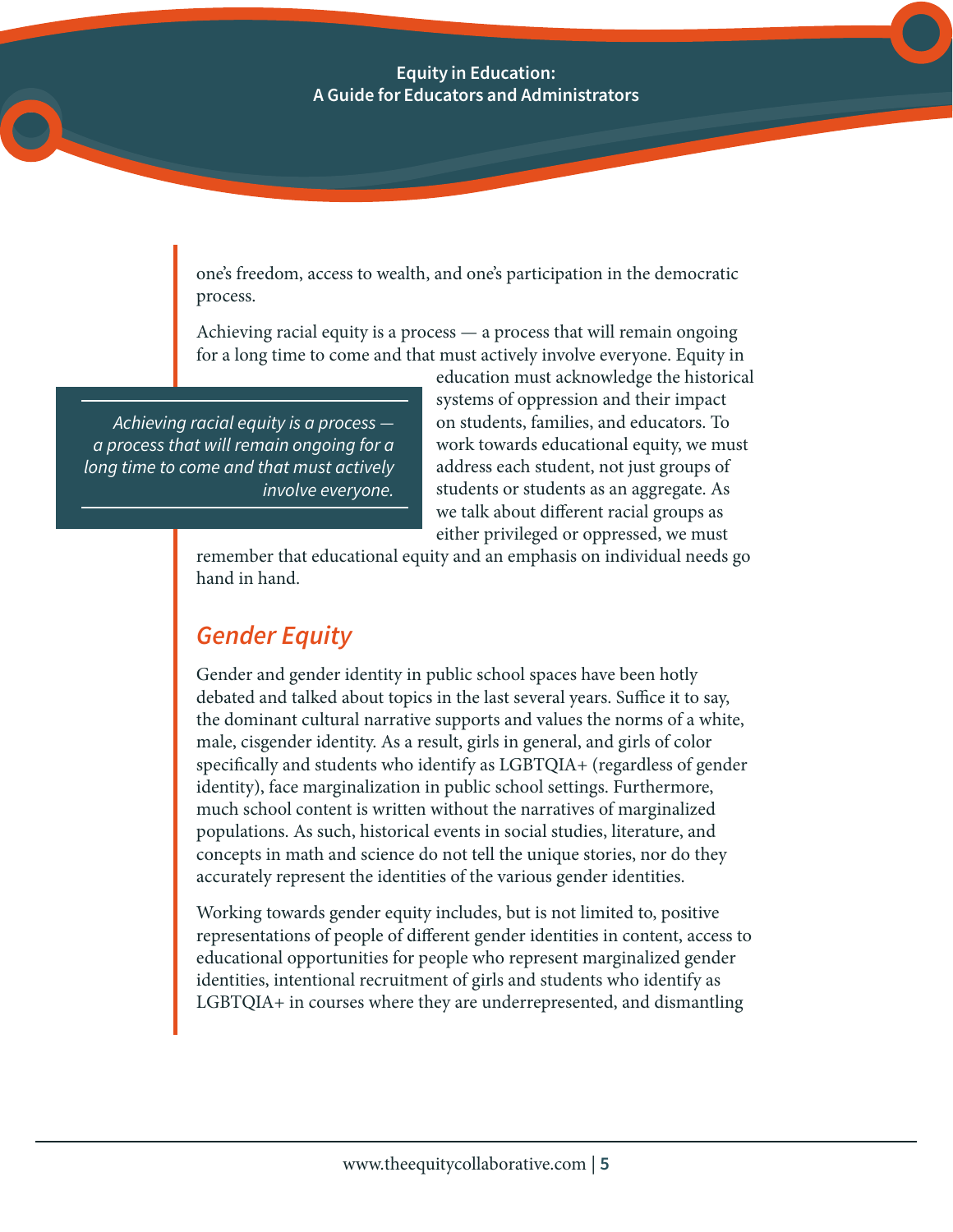one's freedom, access to wealth, and one's participation in the democratic process.

Achieving racial equity is a process — a process that will remain ongoing for a long time to come and that must actively involve everyone. Equity in education must acknowledge the historical systems of oppression and their impact on students, families, and educators. To work towards educational equity, we must address each student, not just groups of students or students as an aggregate. As we talk about different racial groups as either privileged or oppressed, we must remember that educational equity and an emphasis on individual needs go hand in hand.

> *Achieving racial equity is a process — a process that will remain ongoing for a long time to come and that must actively involve everyone.*

## *Gender Equity*

Gender and gender identity in public school spaces have been hotly debated and talked about topics in the last several years. Suffice it to say, the dominant cultural narrative supports and values the norms of a white, male, cisgender identity. As a result, girls in general, and girls of color specifically and students who identify as LGBTQIA+ (regardless of gender identity), face marginalization in public school settings. Furthermore, much school content is written without the narratives of marginalized populations. As such, historical events in social studies, literature, and concepts in math and science do not tell the unique stories, nor do they accurately represent the identities of the various gender identities.

Working towards gender equity includes, but is not limited to, positive representations of people of different gender identities in content, access to educational opportunities for people who represent marginalized gender identities, intentional recruitment of girls and students who identify as LGBTQIA+ in courses where they are underrepresented, and dismantling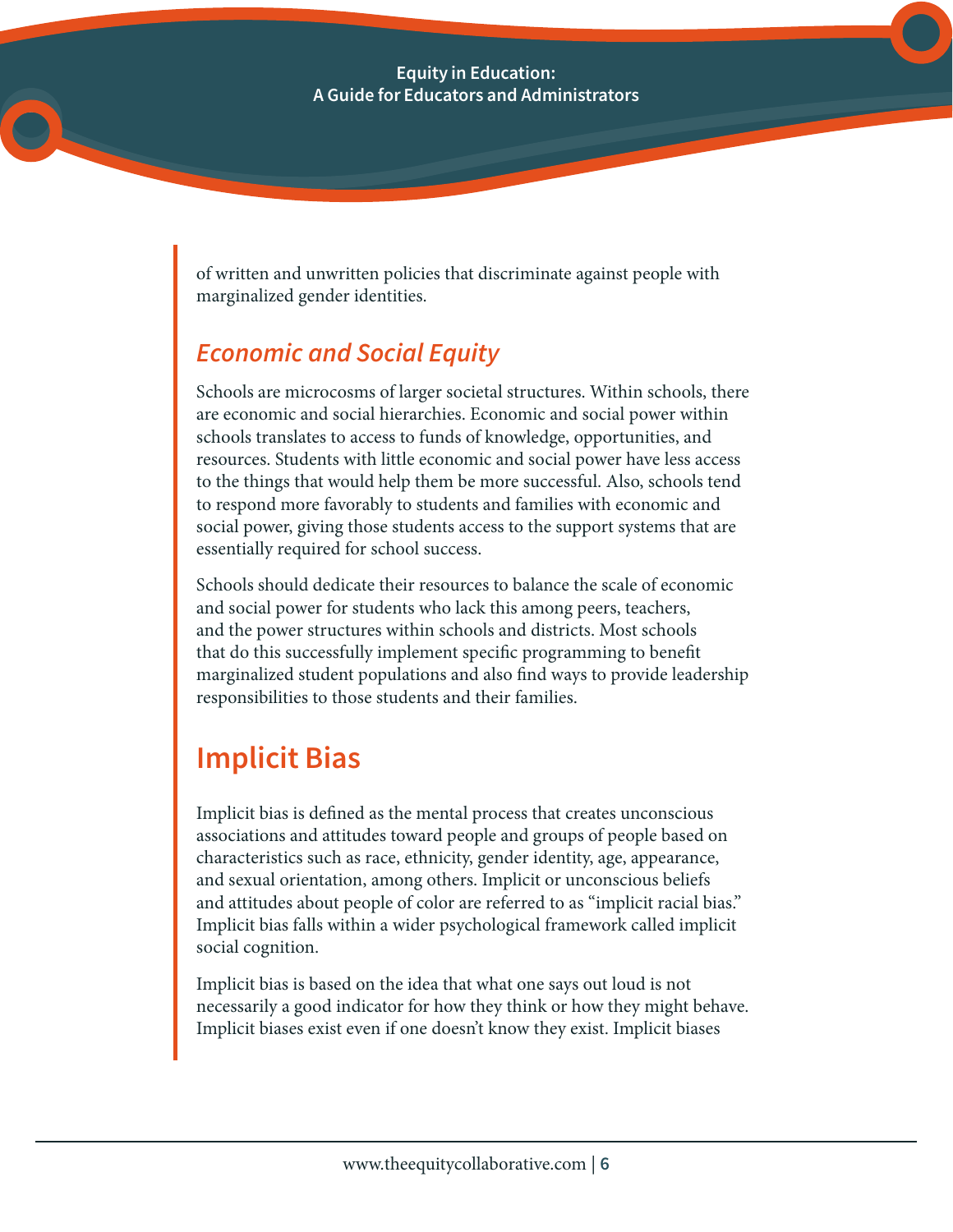of written and unwritten policies that discriminate against people with marginalized gender identities.

### *Economic and Social Equity*

Schools are microcosms of larger societal structures. Within schools, there are economic and social hierarchies. Economic and social power within schools translates to access to funds of knowledge, opportunities, and resources. Students with little economic and social power have less access to the things that would help them be more successful. Also, schools tend to respond more favorably to students and families with economic and social power, giving those students access to the support systems that are essentially required for school success.

Schools should dedicate their resources to balance the scale of economic and social power for students who lack this among peers, teachers, and the power structures within schools and districts. Most schools that do this successfully implement specific programming to benefit marginalized student populations and also find ways to provide leadership responsibilities to those students and their families.

## Implicit Bias

Implicit bias is defined as the mental process that creates unconscious associations and attitudes toward people and groups of people based on characteristics such as race, ethnicity, gender identity, age, appearance, and sexual orientation, among others. Implicit or unconscious beliefs and attitudes about people of color are referred to as "implicit racial bias." Implicit bias falls within a wider psychological framework called implicit social cognition.

Implicit bias is based on the idea that what one says out loud is not necessarily a good indicator for how they think or how they might behave. Implicit biases exist even if one doesn't know they exist. Implicit biases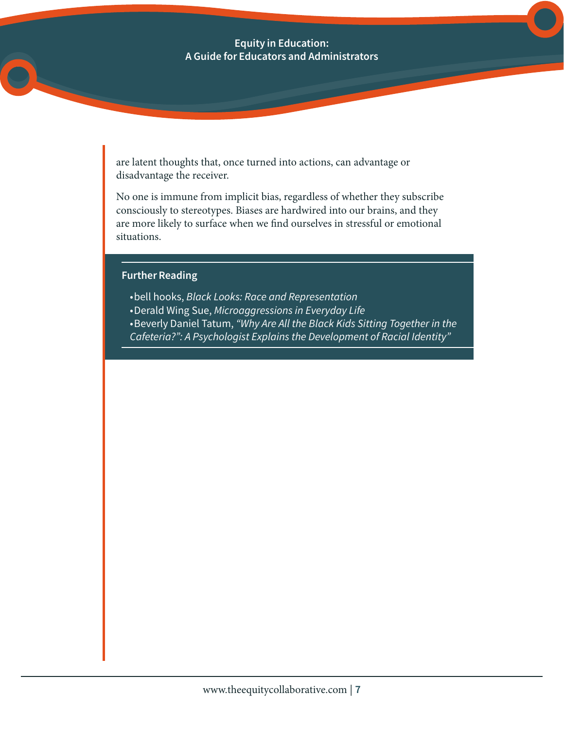are latent thoughts that, once turned into actions, can advantage or disadvantage the receiver.

No one is immune from implicit bias, regardless of whether they subscribe consciously to stereotypes. Biases are hardwired into our brains, and they are more likely to surface when we find ourselves in stressful or emotional situations.

**Further Reading**

- bell hooks, *Black Looks: Race and Representation*
- Derald Wing Sue, *Microaggressions in Everyday Life*
- Beverly Daniel Tatum, *"Why Are All the Black Kids Sitting Together in the Cafeteria?": A Psychologist Explains the Development of Racial Identity"*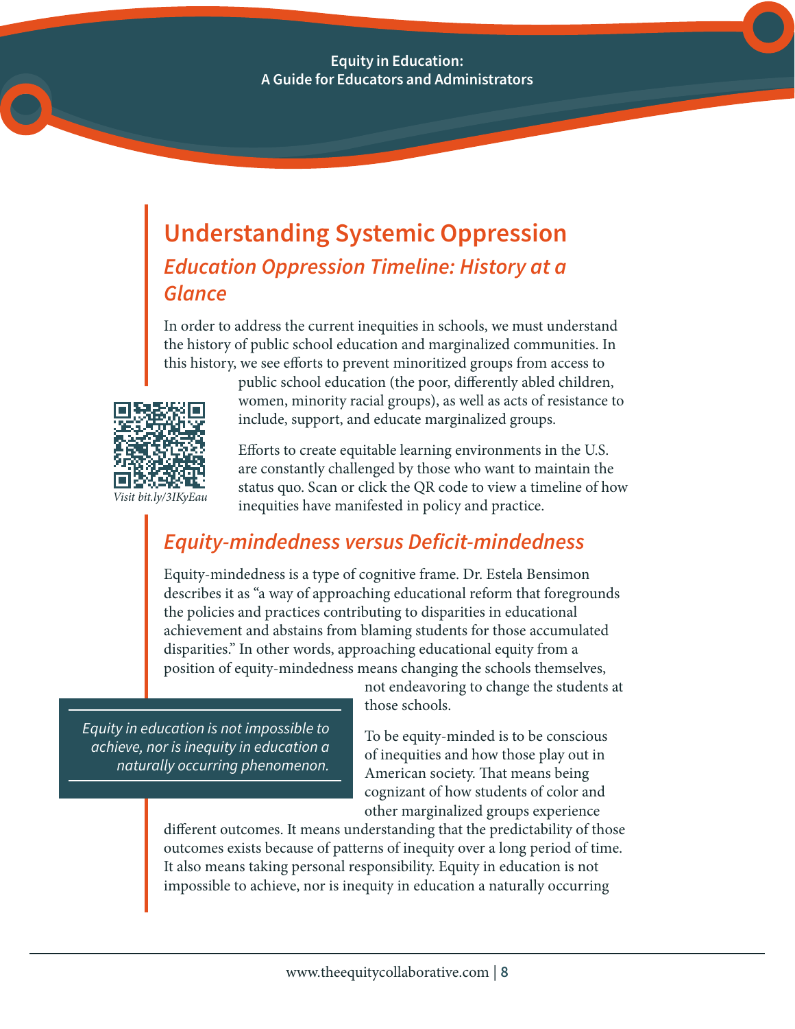## Understanding Systemic Oppression

### *Education Oppression Timeline: History at a Glance*

In order to address the current inequities in schools, we must understand the history of public school education and marginalized communities. In this history, we see efforts to prevent minoritized groups from access to public school education (the poor, differently abled children, women, minority racial groups), as well as acts of resistance to include, support, and educate marginalized groups.

*Visit bit.ly/3IKyEau*

Efforts to create equitable learning environments in the U.S. are constantly challenged by those who want to maintain the status quo. Scan or click the QR code to view a timeline of how inequities have manifested in policy and practice.

### *Equity-mindedness versus Deficit-mindedness*

Equity-mindedness is a type of cognitive frame. Dr. Estela Bensimon describes it as "a way of approaching educational reform that foregrounds the policies and practices contributing to disparities in educational achievement and abstains from blaming students for those accumulated disparities." In other words, approaching educational equity from a position of equity-mindedness means changing the schools themselves, not endeavoring to change the students at those schools.

> *Equity in education is not impossible to achieve, nor is inequity in education a naturally occurring phenomenon.*

To be equity-minded is to be conscious of inequities and how those play out in American society. That means being cognizant of how students of color and other marginalized groups experience different outcomes. It means understanding that the predictability of those outcomes exists because of patterns of inequity over a long period of time. It also means taking personal responsibility. Equity in education is not impossible to achieve, nor is inequity in education a naturally occurring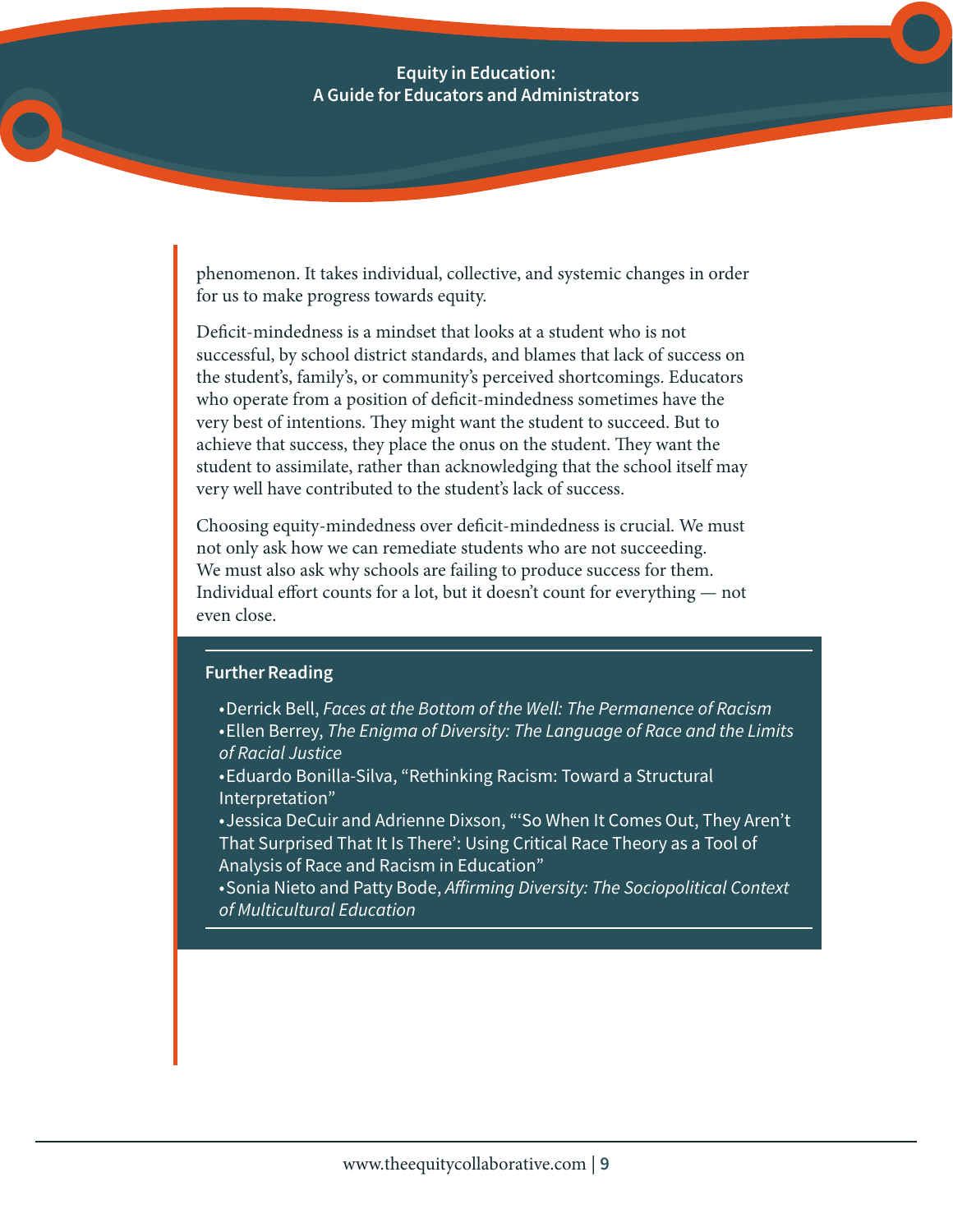phenomenon. It takes individual, collective, and systemic changes in order for us to make progress towards equity.

Deficit-mindedness is a mindset that looks at a student who is not successful, by school district standards, and blames that lack of success on the student's, family's, or community's perceived shortcomings. Educators who operate from a position of deficit-mindedness sometimes have the very best of intentions. They might want the student to succeed. But to achieve that success, they place the onus on the student. They want the student to assimilate, rather than acknowledging that the school itself may very well have contributed to the student's lack of success.

Choosing equity-mindedness over deficit-mindedness is crucial. We must not only ask how we can remediate students who are not succeeding. We must also ask why schools are failing to produce success for them. Individual effort counts for a lot, but it doesn't count for everything — not even close.

**Further Reading**

- Derrick Bell, *Faces at the Bottom of the Well: The Permanence of Racism*
- Ellen Berrey, *The Enigma of Diversity: The Language of Race and the Limits of Racial Justice*
- Eduardo Bonilla-Silva, "Rethinking Racism: Toward a Structural Interpretation"
- Jessica DeCuir and Adrienne Dixson, "'So When It Comes Out, They Aren't That Surprised That It Is There': Using Critical Race Theory as a Tool of Analysis of Race and Racism in Education"
- Sonia Nieto and Patty Bode, *Affirming Diversity: The Sociopolitical Context of Multicultural Education*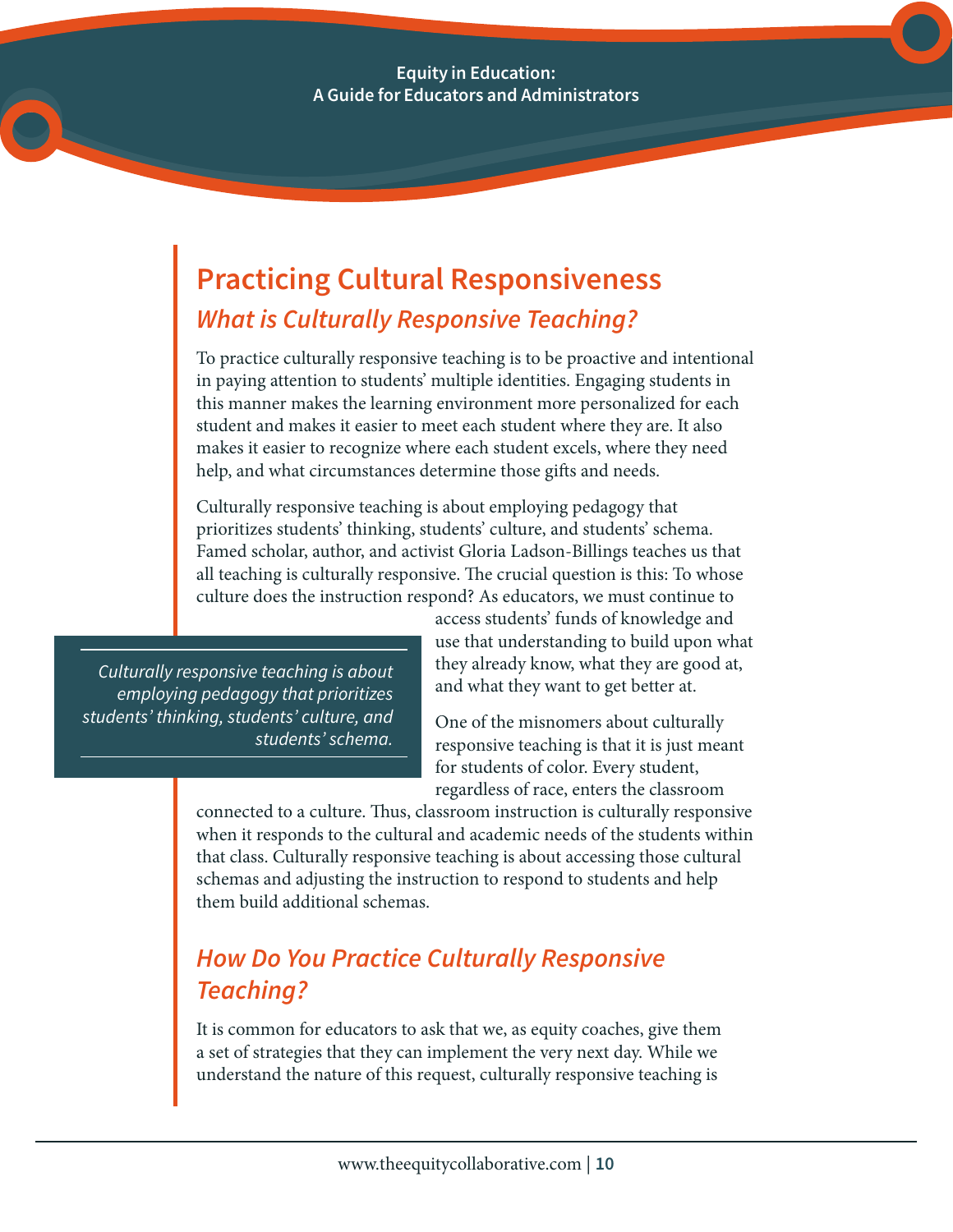## Practicing Cultural Responsiveness

### *What is Culturally Responsive Teaching?*

To practice culturally responsive teaching is to be proactive and intentional in paying attention to students' multiple identities. Engaging students in this manner makes the learning environment more personalized for each student and makes it easier to meet each student where they are. It also makes it easier to recognize where each student excels, where they need help, and what circumstances determine those gifts and needs.

Culturally responsive teaching is about employing pedagogy that prioritizes students' thinking, students' culture, and students' schema. Famed scholar, author, and activist Gloria Ladson-Billings teaches us that all teaching is culturally responsive. The crucial question is this: To whose culture does the instruction respond? As educators, we must continue to access students' funds of knowledge and use that understanding to build upon what they already know, what they are good at, and what they want to get better at.

> *Culturally responsive teaching is about employing pedagogy that prioritizes students' thinking, students' culture, and students' schema.*

One of the misnomers about culturally responsive teaching is that it is just meant for students of color. Every student, regardless of race, enters the classroom connected to a culture. Thus, classroom instruction is culturally responsive when it responds to the cultural and academic needs of the students within that class. Culturally responsive teaching is about accessing those cultural schemas and adjusting the instruction to respond to students and help them build additional schemas.

### *How Do You Practice Culturally Responsive Teaching?*

It is common for educators to ask that we, as equity coaches, give them a set of strategies that they can implement the very next day. While we understand the nature of this request, culturally responsive teaching is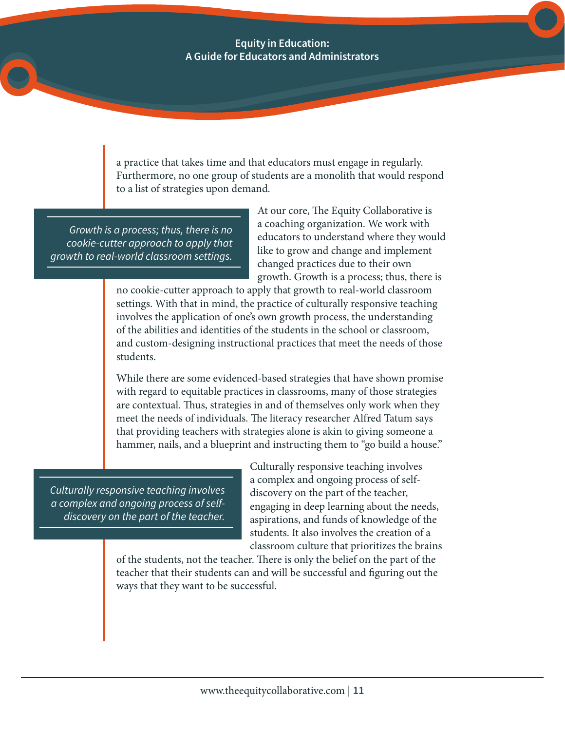a practice that takes time and that educators must engage in regularly. Furthermore, no one group of students are a monolith that would respond to a list of strategies upon demand.

> *Growth is a process; thus, there is no cookie-cutter approach to apply that growth to real-world classroom settings.*

At our core, The Equity Collaborative is a coaching organization. We work with educators to understand where they would like to grow and change and implement changed practices due to their own growth. Growth is a process; thus, there is no cookie-cutter approach to apply that growth to real-world classroom settings. With that in mind, the practice of culturally responsive teaching involves the application of one's own growth process, the understanding of the abilities and identities of the students in the school or classroom, and custom-designing instructional practices that meet the needs of those students.

While there are some evidenced-based strategies that have shown promise with regard to equitable practices in classrooms, many of those strategies are contextual. Thus, strategies in and of themselves only work when they meet the needs of individuals. The literacy researcher Alfred Tatum says that providing teachers with strategies alone is akin to giving someone a hammer, nails, and a blueprint and instructing them to "go build a house."

> *Culturally responsive teaching involves a complex and ongoing process of self-discovery on the part of the teacher.*

Culturally responsive teaching involves a complex and ongoing process of self-discovery on the part of the teacher, engaging in deep learning about the needs, aspirations, and funds of knowledge of the students. It also involves the creation of a classroom culture that prioritizes the brains of the students, not the teacher. There is only the belief on the part of the teacher that their students can and will be successful and figuring out the ways that they want to be successful.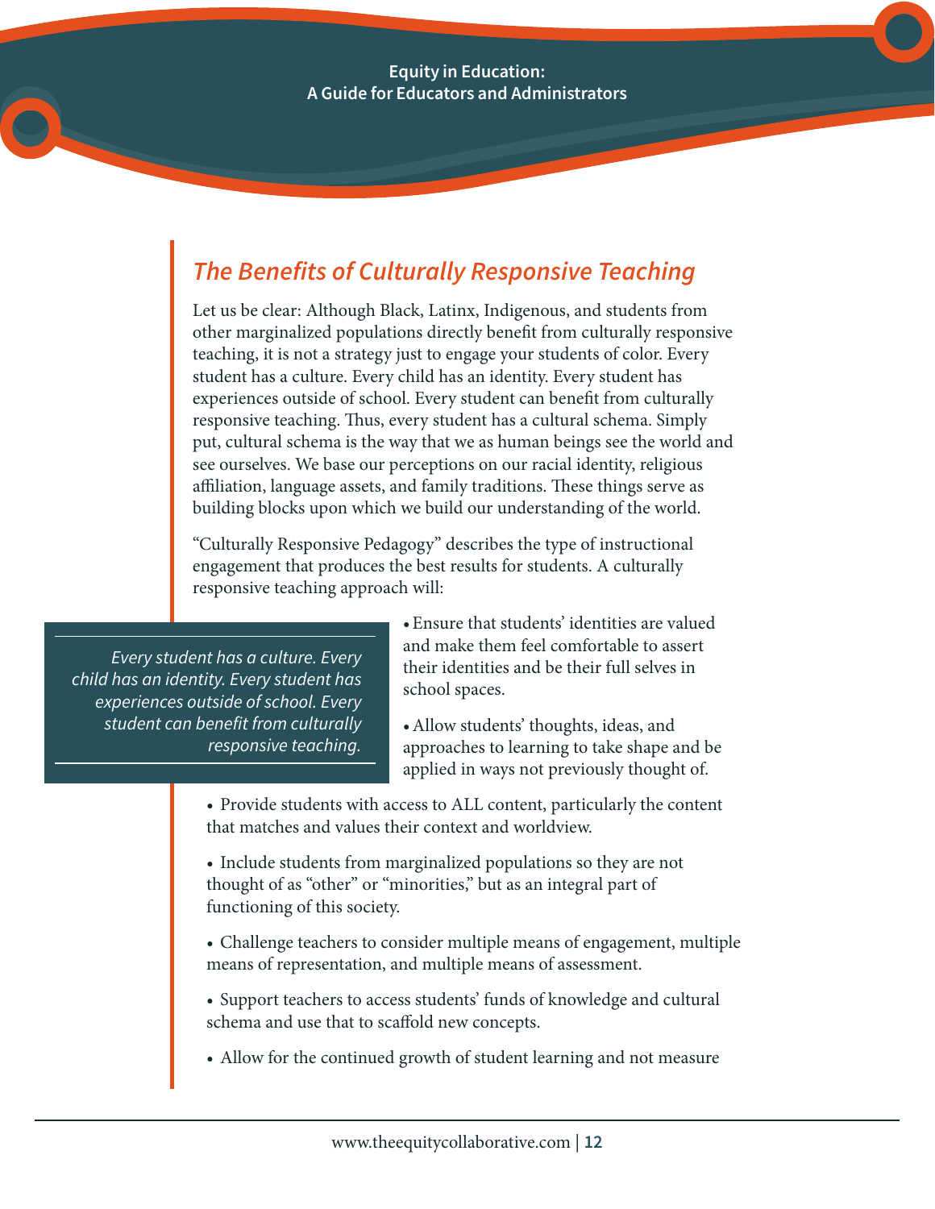## *The Benefits of Culturally Responsive Teaching*

Let us be clear: Although Black, Latinx, Indigenous, and students from other marginalized populations directly benefit from culturally responsive teaching, it is not a strategy just to engage your students of color. Every student has a culture. Every child has an identity. Every student has experiences outside of school. Every student can benefit from culturally responsive teaching. Thus, every student has a cultural schema. Simply put, cultural schema is the way that we as human beings see the world and see ourselves. We base our perceptions on our racial identity, religious affiliation, language assets, and family traditions. These things serve as building blocks upon which we build our understanding of the world.

"Culturally Responsive Pedagogy" describes the type of instructional engagement that produces the best results for students. A culturally responsive teaching approach will:

> *Every student has a culture. Every child has an identity. Every student has experiences outside of school. Every student can benefit from culturally responsive teaching.*

- Ensure that students' identities are valued and make them feel comfortable to assert their identities and be their full selves in school spaces.
- Allow students' thoughts, ideas, and approaches to learning to take shape and be applied in ways not previously thought of.
- Provide students with access to ALL content, particularly the content that matches and values their context and worldview.
- Include students from marginalized populations so they are not thought of as "other" or "minorities," but as an integral part of functioning of this society.
- Challenge teachers to consider multiple means of engagement, multiple means of representation, and multiple means of assessment.
- Support teachers to access students' funds of knowledge and cultural schema and use that to scaffold new concepts.
- Allow for the continued growth of student learning and not measure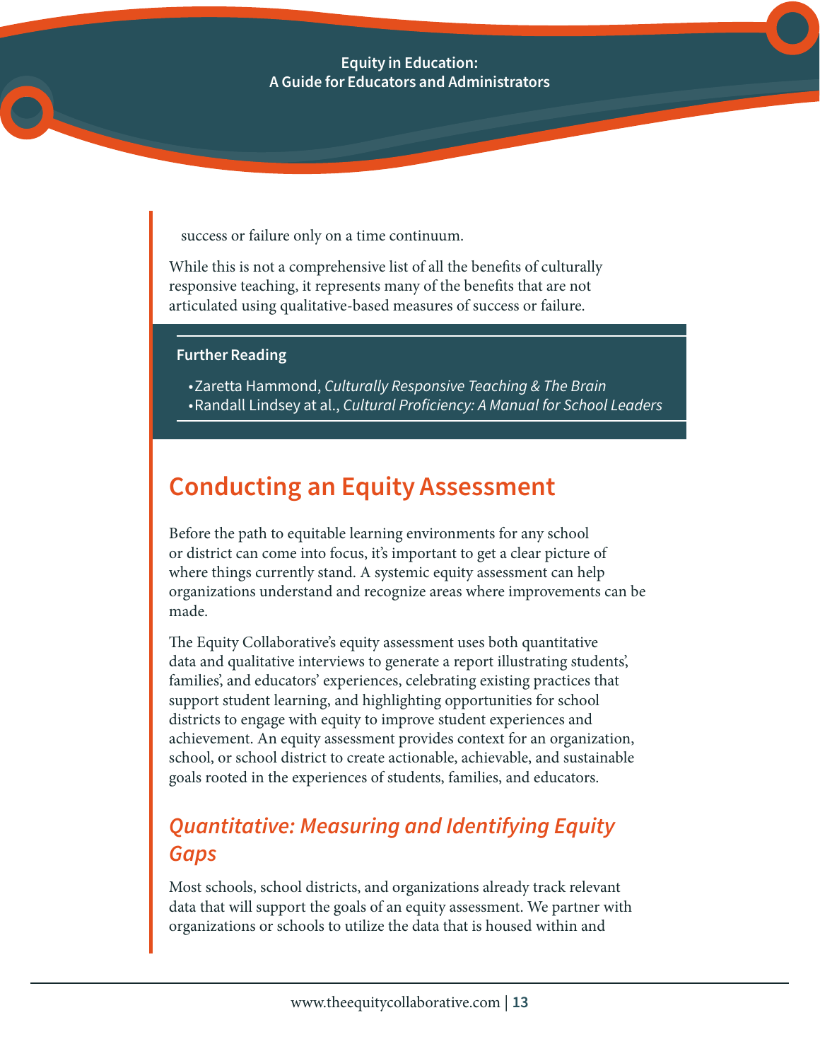success or failure only on a time continuum.

While this is not a comprehensive list of all the benefits of culturally responsive teaching, it represents many of the benefits that are not articulated using qualitative-based measures of success or failure.

**Further Reading**

- Zaretta Hammond, *Culturally Responsive Teaching & The Brain*
- Randall Lindsey at al., *Cultural Proficiency: A Manual for School Leaders*

## Conducting an Equity Assessment

Before the path to equitable learning environments for any school or district can come into focus, it's important to get a clear picture of where things currently stand. A systemic equity assessment can help organizations understand and recognize areas where improvements can be made.

The Equity Collaborative's equity assessment uses both quantitative data and qualitative interviews to generate a report illustrating students', families', and educators' experiences, celebrating existing practices that support student learning, and highlighting opportunities for school districts to engage with equity to improve student experiences and achievement. An equity assessment provides context for an organization, school, or school district to create actionable, achievable, and sustainable goals rooted in the experiences of students, families, and educators.

### *Quantitative: Measuring and Identifying Equity Gaps*

Most schools, school districts, and organizations already track relevant data that will support the goals of an equity assessment. We partner with organizations or schools to utilize the data that is housed within and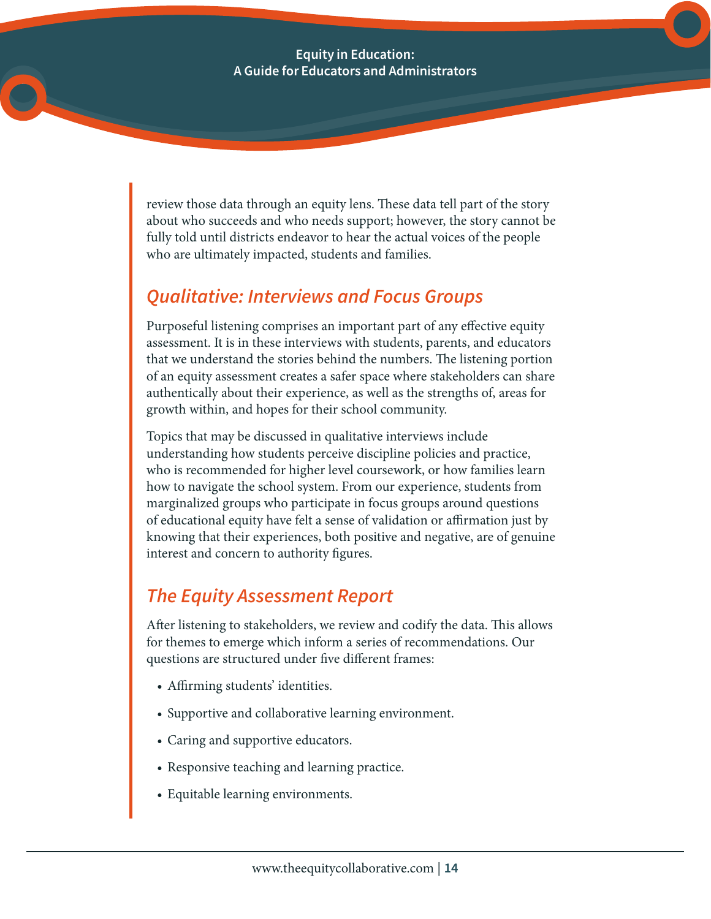review those data through an equity lens. These data tell part of the story about who succeeds and who needs support; however, the story cannot be fully told until districts endeavor to hear the actual voices of the people who are ultimately impacted, students and families.

## *Qualitative: Interviews and Focus Groups*

Purposeful listening comprises an important part of any effective equity assessment. It is in these interviews with students, parents, and educators that we understand the stories behind the numbers. The listening portion of an equity assessment creates a safer space where stakeholders can share authentically about their experience, as well as the strengths of, areas for growth within, and hopes for their school community.

Topics that may be discussed in qualitative interviews include understanding how students perceive discipline policies and practice, who is recommended for higher level coursework, or how families learn how to navigate the school system. From our experience, students from marginalized groups who participate in focus groups around questions of educational equity have felt a sense of validation or affirmation just by knowing that their experiences, both positive and negative, are of genuine interest and concern to authority figures.

## *The Equity Assessment Report*

After listening to stakeholders, we review and codify the data. This allows for themes to emerge which inform a series of recommendations. Our questions are structured under five different frames:

- Affirming students' identities.
- Supportive and collaborative learning environment.
- Caring and supportive educators.
- Responsive teaching and learning practice.
- Equitable learning environments.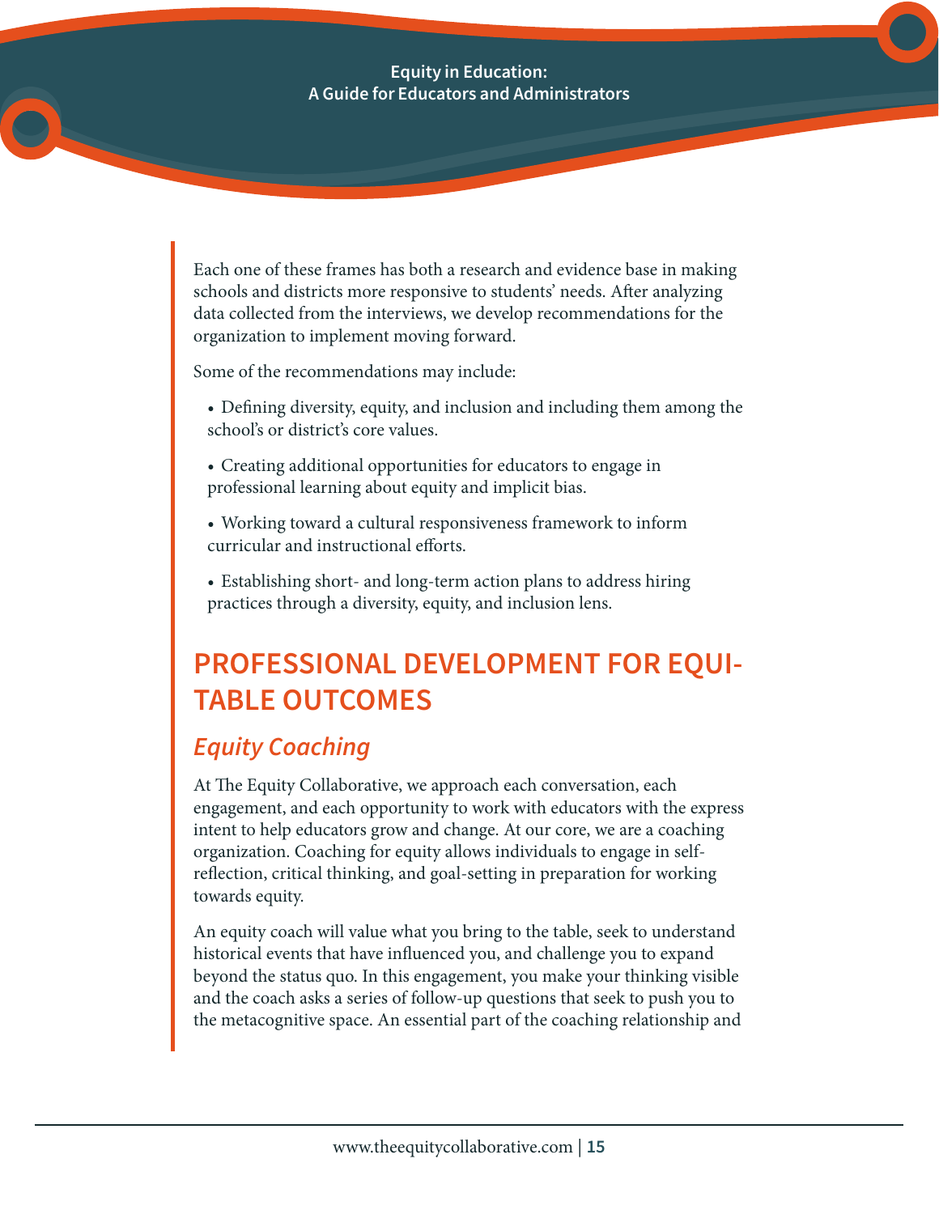Each one of these frames has both a research and evidence base in making schools and districts more responsive to students' needs. After analyzing data collected from the interviews, we develop recommendations for the organization to implement moving forward.

Some of the recommendations may include:

- Defining diversity, equity, and inclusion and including them among the school's or district's core values.
- Creating additional opportunities for educators to engage in professional learning about equity and implicit bias.
- Working toward a cultural responsiveness framework to inform curricular and instructional efforts.
- Establishing short- and long-term action plans to address hiring practices through a diversity, equity, and inclusion lens.

## PROFESSIONAL DEVELOPMENT FOR EQUITABLE OUTCOMES

### *Equity Coaching*

At The Equity Collaborative, we approach each conversation, each engagement, and each opportunity to work with educators with the express intent to help educators grow and change. At our core, we are a coaching organization. Coaching for equity allows individuals to engage in self-reflection, critical thinking, and goal-setting in preparation for working towards equity.

An equity coach will value what you bring to the table, seek to understand historical events that have influenced you, and challenge you to expand beyond the status quo. In this engagement, you make your thinking visible and the coach asks a series of follow-up questions that seek to push you to the metacognitive space. An essential part of the coaching relationship and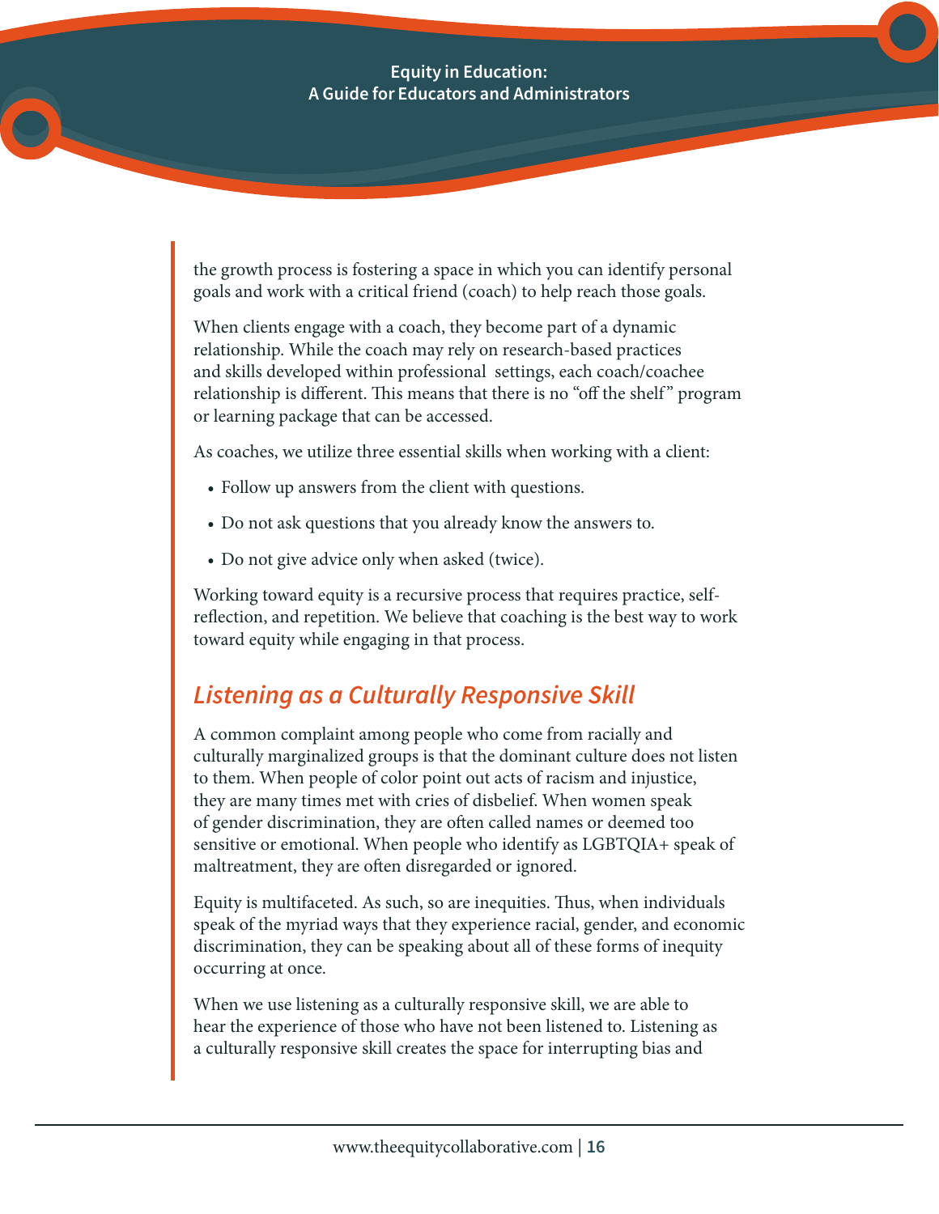the growth process is fostering a space in which you can identify personal goals and work with a critical friend (coach) to help reach those goals.

When clients engage with a coach, they become part of a dynamic relationship. While the coach may rely on research-based practices and skills developed within professional settings, each coach/coachee relationship is different. This means that there is no "off the shelf" program or learning package that can be accessed.

As coaches, we utilize three essential skills when working with a client:

- Follow up answers from the client with questions.
- Do not ask questions that you already know the answers to.
- Do not give advice only when asked (twice).

Working toward equity is a recursive process that requires practice, self-reflection, and repetition. We believe that coaching is the best way to work toward equity while engaging in that process.

## *Listening as a Culturally Responsive Skill*

A common complaint among people who come from racially and culturally marginalized groups is that the dominant culture does not listen to them. When people of color point out acts of racism and injustice, they are many times met with cries of disbelief. When women speak of gender discrimination, they are often called names or deemed too sensitive or emotional. When people who identify as LGBTQIA+ speak of maltreatment, they are often disregarded or ignored.

Equity is multifaceted. As such, so are inequities. Thus, when individuals speak of the myriad ways that they experience racial, gender, and economic discrimination, they can be speaking about all of these forms of inequity occurring at once.

When we use listening as a culturally responsive skill, we are able to hear the experience of those who have not been listened to. Listening as a culturally responsive skill creates the space for interrupting bias and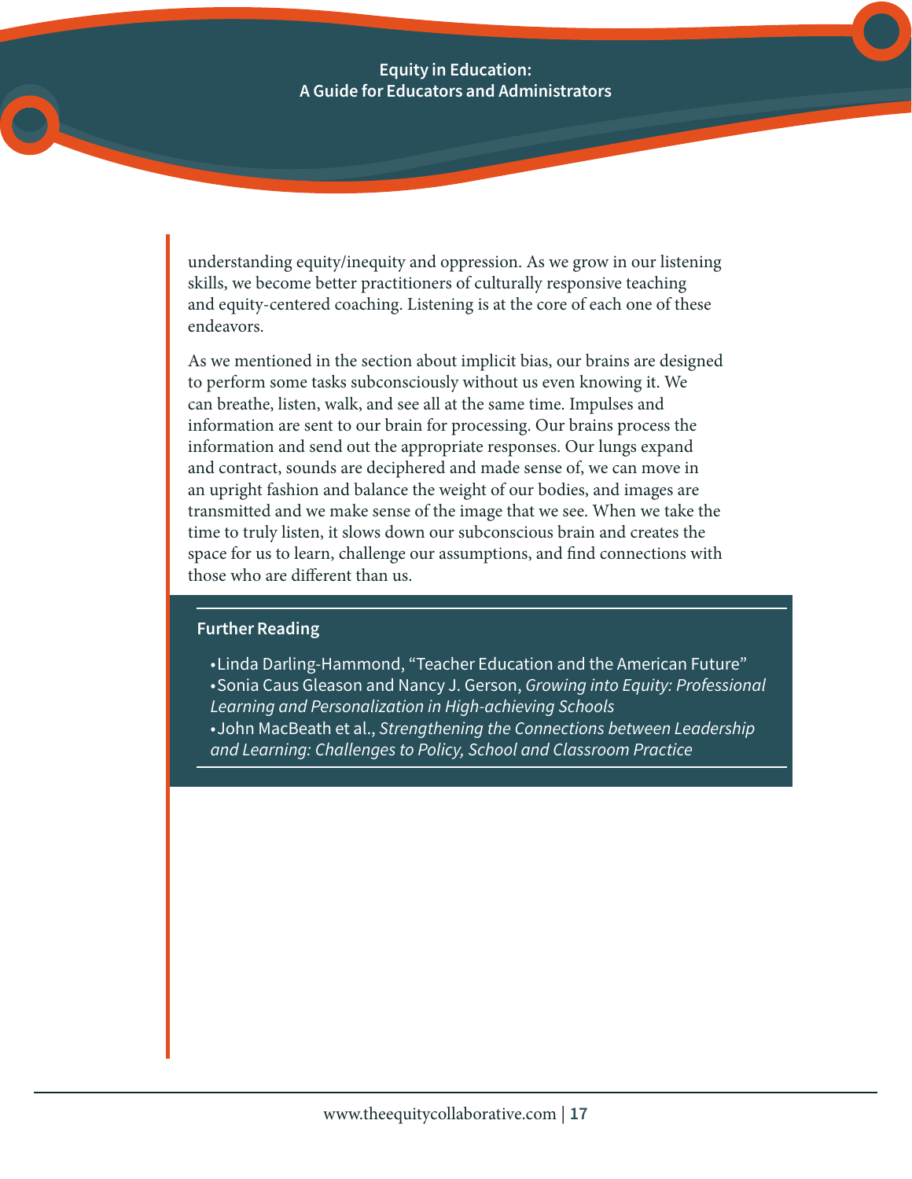understanding equity/inequity and oppression. As we grow in our listening skills, we become better practitioners of culturally responsive teaching and equity-centered coaching. Listening is at the core of each one of these endeavors.

As we mentioned in the section about implicit bias, our brains are designed to perform some tasks subconsciously without us even knowing it. We can breathe, listen, walk, and see all at the same time. Impulses and information are sent to our brain for processing. Our brains process the information and send out the appropriate responses. Our lungs expand and contract, sounds are deciphered and made sense of, we can move in an upright fashion and balance the weight of our bodies, and images are transmitted and we make sense of the image that we see. When we take the time to truly listen, it slows down our subconscious brain and creates the space for us to learn, challenge our assumptions, and find connections with those who are different than us.

**Further Reading**

- Linda Darling-Hammond, "Teacher Education and the American Future"
- Sonia Caus Gleason and Nancy J. Gerson, *Growing into Equity: Professional Learning and Personalization in High-achieving Schools*
- John MacBeath et al., *Strengthening the Connections between Leadership and Learning: Challenges to Policy, School and Classroom Practice*